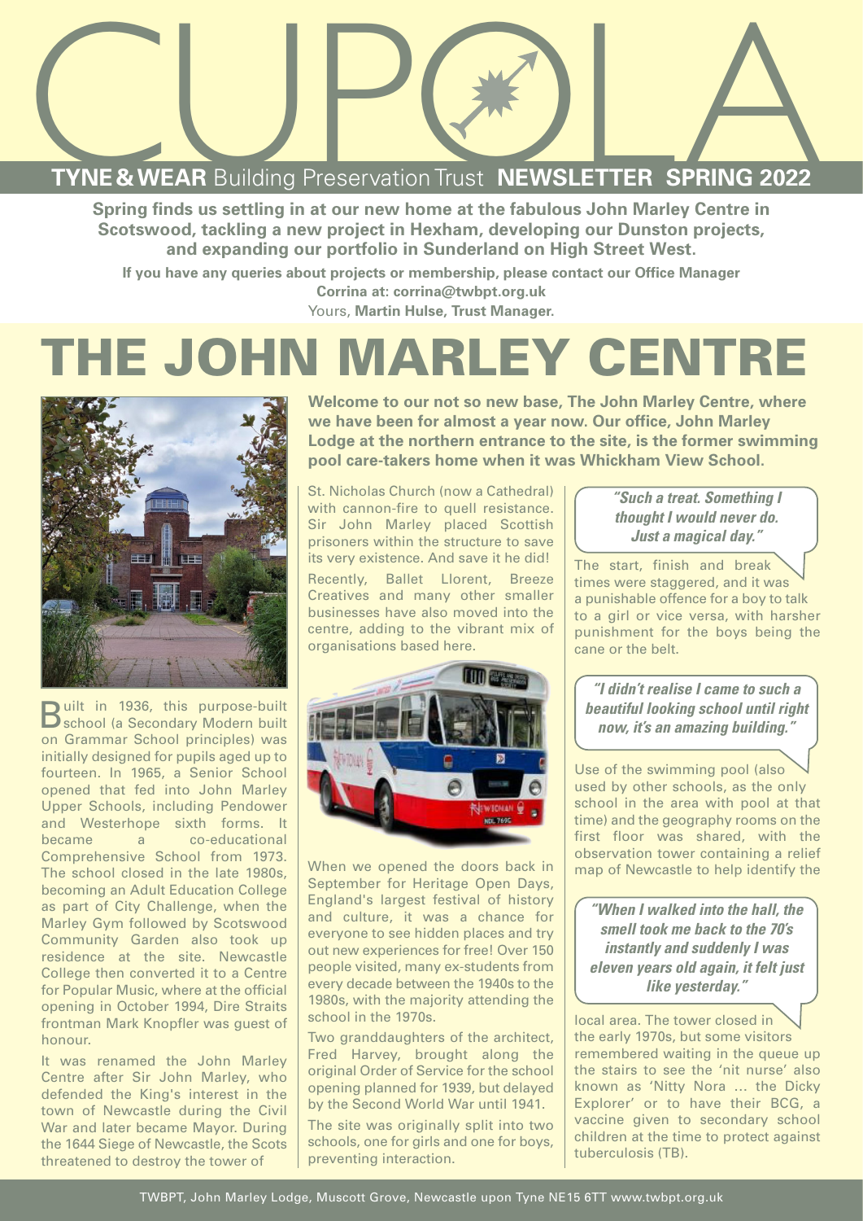# CUPOLA

**TYNE & WEAR** Building Preservation Trust **NEWSLETTER SPRING 2022**

**Spring finds us settling in at our new home at the fabulous John Marley Centre in Scotswood, tackling a new project in Hexham, developing our Dunston projects, and expanding our portfolio in Sunderland on High Street West.**

**If you have any queries about projects or membership, please contact our Office Manager Corrina at: corrina@twbpt.org.uk**

Yours, **Martin Hulse, Trust Manager.**

# THE JOHN MARLEY CENTRE

**Welcome to our not so new base, The John Marley Centre, where we have been for almost a year now. Our office, John Marley Lodge at the northern entrance to the site, is the former swimming pool care-takers home when it was Whickham View School.**

Built in 1936, this purpose-built school (a Secondary Modern built on Grammar School principles) was initially designed for pupils aged up to fourteen. In 1965, a Senior School opened that fed into John Marley Upper Schools, including Pendower and Westerhope sixth forms. It became a co-educational Comprehensive School from 1973. The school closed in the late 1980s, becoming an Adult Education College as part of City Challenge, when the Marley Gym followed by Scotswood Community Garden also took up residence at the site. Newcastle College then converted it to a Centre for Popular Music, where at the official opening in October 1994, Dire Straits frontman Mark Knopfler was guest of honour.

It was renamed the John Marley Centre after Sir John Marley, who defended the King's interest in the town of Newcastle during the Civil War and later became Mayor. During the 1644 Siege of Newcastle, the Scots threatened to destroy the tower of St. Nicholas Church (now a Cathedral) with cannon-fire to quell resistance. Sir John Marley placed Scottish prisoners within the structure to save its very existence. And save it he did!

Recently, Ballet Llorent, Breeze Creatives and many other smaller businesses have also moved into the centre, adding to the vibrant mix of organisations based here.

When we opened the doors back in September for Heritage Open Days, England's largest festival of history and culture, it was a chance for everyone to see hidden places and try out new experiences for free! Over 150 people visited, many ex-students from every decade between the 1940s to the 1980s, with the majority attending the school in the 1970s.

Two granddaughters of the architect, Fred Harvey, brought along the original Order of Service for the school opening planned for 1939, but delayed by the Second World War until 1941.

The site was originally split into two schools, one for girls and one for boys, preventing interaction.

> ***"Such a treat. Something I thought I would never do. Just a magical day."***

The start, finish and break times were staggered, and it was a punishable offence for a boy to talk to a girl or vice versa, with harsher punishment for the boys being the cane or the belt.

> ***"I didn't realise I came to such a beautiful looking school until right now, it's an amazing building."***

Use of the swimming pool (also used by other schools, as the only school in the area with pool at that time) and the geography rooms on the first floor was shared, with the observation tower containing a relief map of Newcastle to help identify the local area. The tower closed in the early 1970s, but some visitors remembered waiting in the queue up the stairs to see the 'nit nurse' also known as 'Nitty Nora ... the Dicky Explorer' or to have their BCG, a vaccine given to secondary school children at the time to protect against tuberculosis (TB).

> ***"When I walked into the hall, the smell took me back to the 70's instantly and suddenly I was eleven years old again, it felt just like yesterday."***

TWBPT, John Marley Lodge, Muscott Grove, Newcastle upon Tyne NE15 6TT www.twbpt.org.uk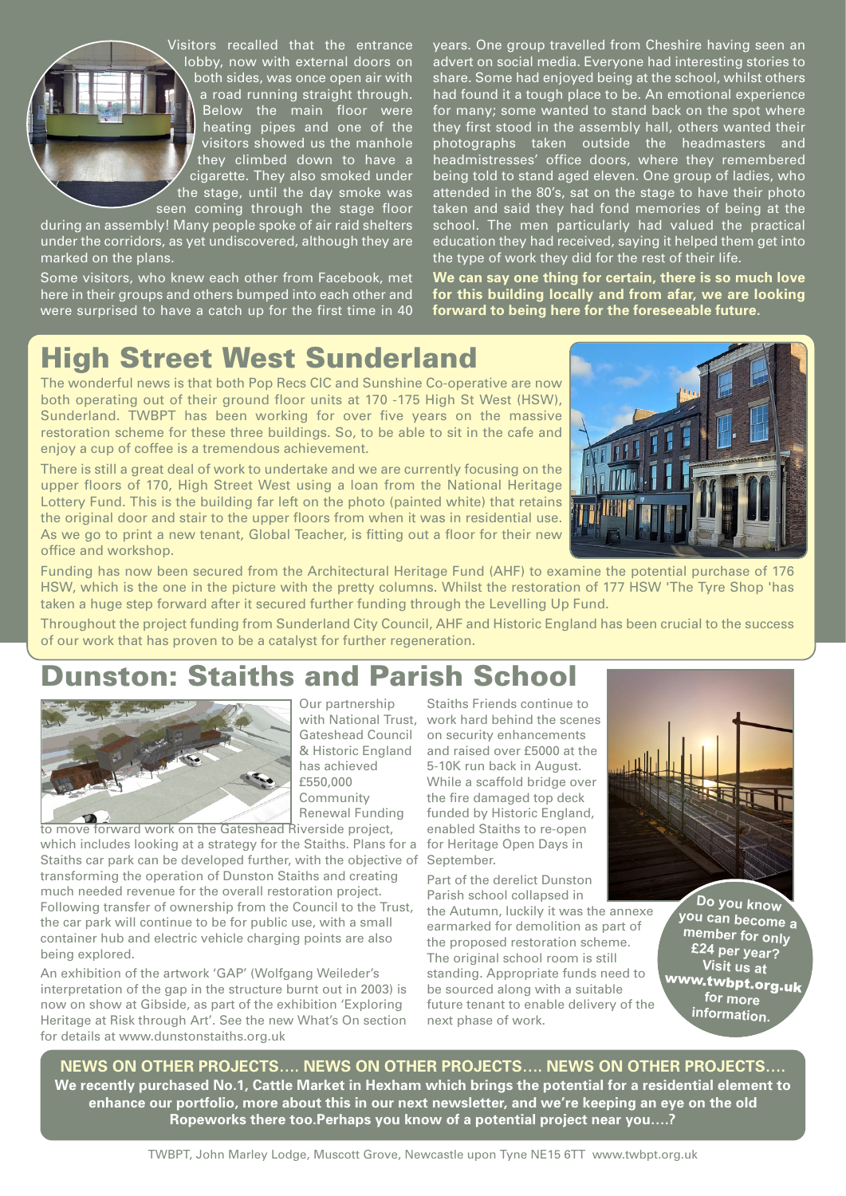Visitors recalled that the entrance lobby, now with external doors on both sides, was once open air with a road running straight through. Below the main floor were heating pipes and one of the visitors showed us the manhole they climbed down to have a cigarette. They also smoked under the stage, until the day smoke was seen coming through the stage floor during an assembly! Many people spoke of air raid shelters under the corridors, as yet undiscovered, although they are marked on the plans.

Some visitors, who knew each other from Facebook, met here in their groups and others bumped into each other and were surprised to have a catch up for the first time in 40 years. One group travelled from Cheshire having seen an advert on social media. Everyone had interesting stories to share. Some had enjoyed being at the school, whilst others had found it a tough place to be. An emotional experience for many; some wanted to stand back on the spot where they first stood in the assembly hall, others wanted their photographs taken outside the headmasters and headmistresses' office doors, where they remembered being told to stand aged eleven. One group of ladies, who attended in the 80's, sat on the stage to have their photo taken and said they had fond memories of being at the school. The men particularly had valued the practical education they had received, saying it helped them get into the type of work they did for the rest of their life.

**We can say one thing for certain, there is so much love for this building locally and from afar, we are looking forward to being here for the foreseeable future.**

## High Street West Sunderland

The wonderful news is that both Pop Recs CIC and Sunshine Co-operative are now both operating out of their ground floor units at 170 -175 High St West (HSW), Sunderland. TWBPT has been working for over five years on the massive restoration scheme for these three buildings. So, to be able to sit in the cafe and enjoy a cup of coffee is a tremendous achievement.

There is still a great deal of work to undertake and we are currently focusing on the upper floors of 170, High Street West using a loan from the National Heritage Lottery Fund. This is the building far left on the photo (painted white) that retains the original door and stair to the upper floors from when it was in residential use. As we go to print a new tenant, Global Teacher, is fitting out a floor for their new office and workshop.

Funding has now been secured from the Architectural Heritage Fund (AHF) to examine the potential purchase of 176 HSW, which is the one in the picture with the pretty columns. Whilst the restoration of 177 HSW 'The Tyre Shop 'has taken a huge step forward after it secured further funding through the Levelling Up Fund.

Throughout the project funding from Sunderland City Council, AHF and Historic England has been crucial to the success of our work that has proven to be a catalyst for further regeneration.

## Dunston: Staiths and Parish School

Our partnership with National Trust, Gateshead Council & Historic England has achieved £550,000 Community Renewal Funding to move forward work on the Gateshead Riverside project, which includes looking at a strategy for the Staiths. Plans for a Staiths car park can be developed further, with the objective of transforming the operation of Dunston Staiths and creating much needed revenue for the overall restoration project. Following transfer of ownership from the Council to the Trust, the car park will continue to be for public use, with a small container hub and electric vehicle charging points are also being explored.

An exhibition of the artwork 'GAP' (Wolfgang Weileder's interpretation of the gap in the structure burnt out in 2003) is now on show at Gibside, as part of the exhibition 'Exploring Heritage at Risk through Art'. See the new What's On section for details at www.dunstonstaiths.org.uk

Staiths Friends continue to work hard behind the scenes on security enhancements and raised over £5000 at the 5-10K run back in August. While a scaffold bridge over the fire damaged top deck funded by Historic England, enabled Staiths to re-open for Heritage Open Days in September.

Part of the derelict Dunston Parish school collapsed in the Autumn, luckily it was the annexe earmarked for demolition as part of the proposed restoration scheme. The original school room is still standing. Appropriate funds need to be sourced along with a suitable future tenant to enable delivery of the next phase of work.

**Do you know you can become a member for only £24 per year? Visit us at www.twbpt.org.uk for more information.**

**NEWS ON OTHER PROJECTS…. NEWS ON OTHER PROJECTS…. NEWS ON OTHER PROJECTS….**

**We recently purchased No.1, Cattle Market in Hexham which brings the potential for a residential element to enhance our portfolio, more about this in our next newsletter, and we're keeping an eye on the old Ropeworks there too.Perhaps you know of a potential project near you….?**

TWBPT, John Marley Lodge, Muscott Grove, Newcastle upon Tyne NE15 6TT www.twbpt.org.uk